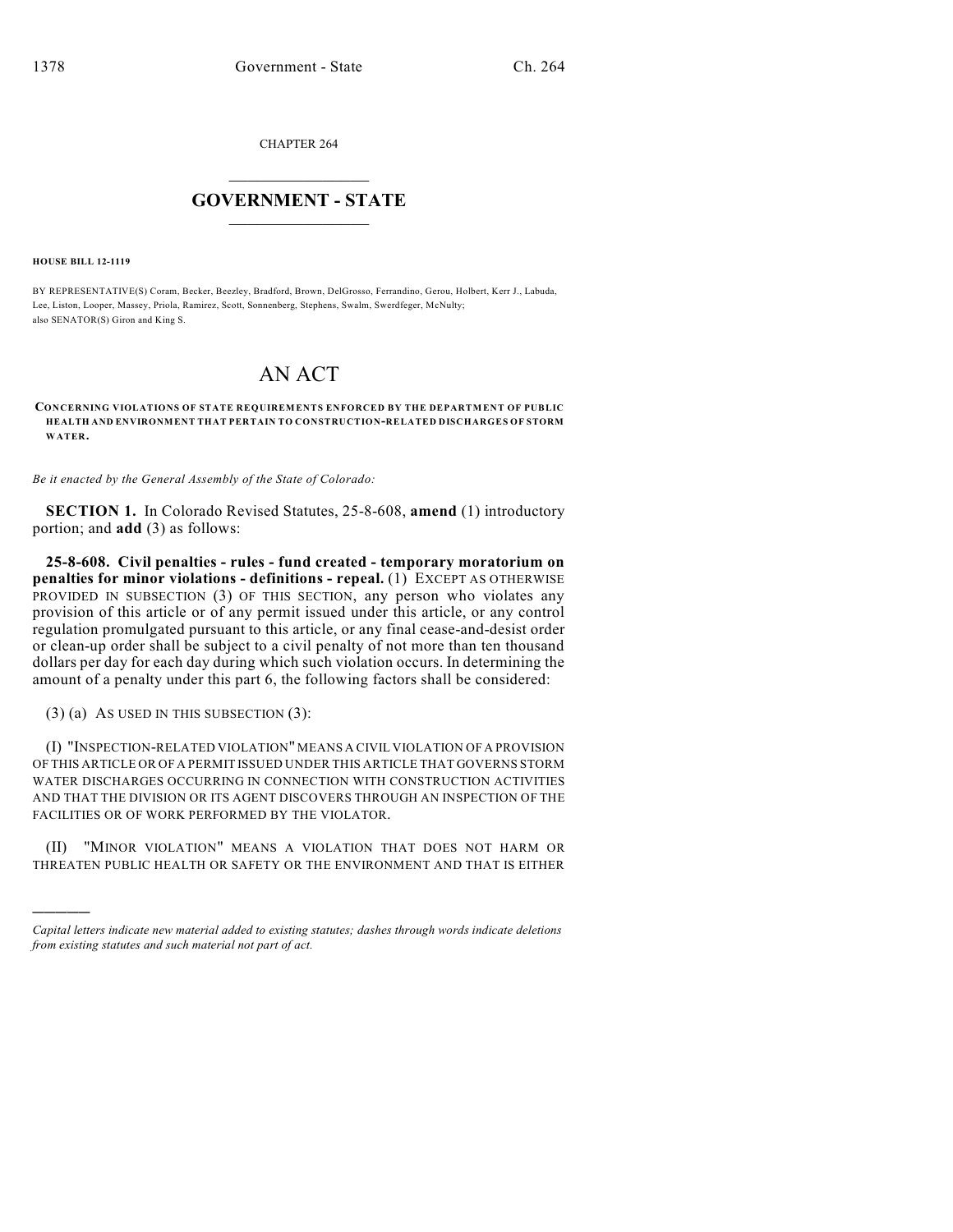CHAPTER 264

# GOVERNMENT - STATE

**HOUSE BILL 12-1119**

BY REPRESENTATIVE(S) Coram, Becker, Beezley, Bradford, Brown, DelGrosso, Ferrandino, Gerou, Holbert, Kerr J., Labuda, Lee, Liston, Looper, Massey, Priola, Ramirez, Scott, Sonnenberg, Stephens, Swalm, Swerdfeger, McNulty; also SENATOR(S) Giron and King S.

# AN ACT

**CONCERNING VIOLATIONS OF STATE REQUIREMENTS ENFORCED BY THE DEPARTMENT OF PUBLIC HEALTH AND ENVIRONMENT THAT PERTAIN TO CONSTRUCTION-RELATED DISCHARGES OF STORM WATER.**

*Be it enacted by the General Assembly of the State of Colorado:*

**SECTION 1.** In Colorado Revised Statutes, 25-8-608, **amend** (1) introductory portion; and **add** (3) as follows:

**25-8-608. Civil penalties - rules - fund created - temporary moratorium on penalties for minor violations - definitions - repeal.** (1) EXCEPT AS OTHERWISE PROVIDED IN SUBSECTION (3) OF THIS SECTION, any person who violates any provision of this article or of any permit issued under this article, or any control regulation promulgated pursuant to this article, or any final cease-and-desist order or clean-up order shall be subject to a civil penalty of not more than ten thousand dollars per day for each day during which such violation occurs. In determining the amount of a penalty under this part 6, the following factors shall be considered:

(3) (a) AS USED IN THIS SUBSECTION (3):

(I) "INSPECTION-RELATED VIOLATION" MEANS A CIVIL VIOLATION OF A PROVISION OF THIS ARTICLE OR OF A PERMIT ISSUED UNDER THIS ARTICLE THAT GOVERNS STORM WATER DISCHARGES OCCURRING IN CONNECTION WITH CONSTRUCTION ACTIVITIES AND THAT THE DIVISION OR ITS AGENT DISCOVERS THROUGH AN INSPECTION OF THE FACILITIES OR OF WORK PERFORMED BY THE VIOLATOR.

(II) "MINOR VIOLATION" MEANS A VIOLATION THAT DOES NOT HARM OR THREATEN PUBLIC HEALTH OR SAFETY OR THE ENVIRONMENT AND THAT IS EITHER

---

*Capital letters indicate new material added to existing statutes; dashes through words indicate deletions from existing statutes and such material not part of act.*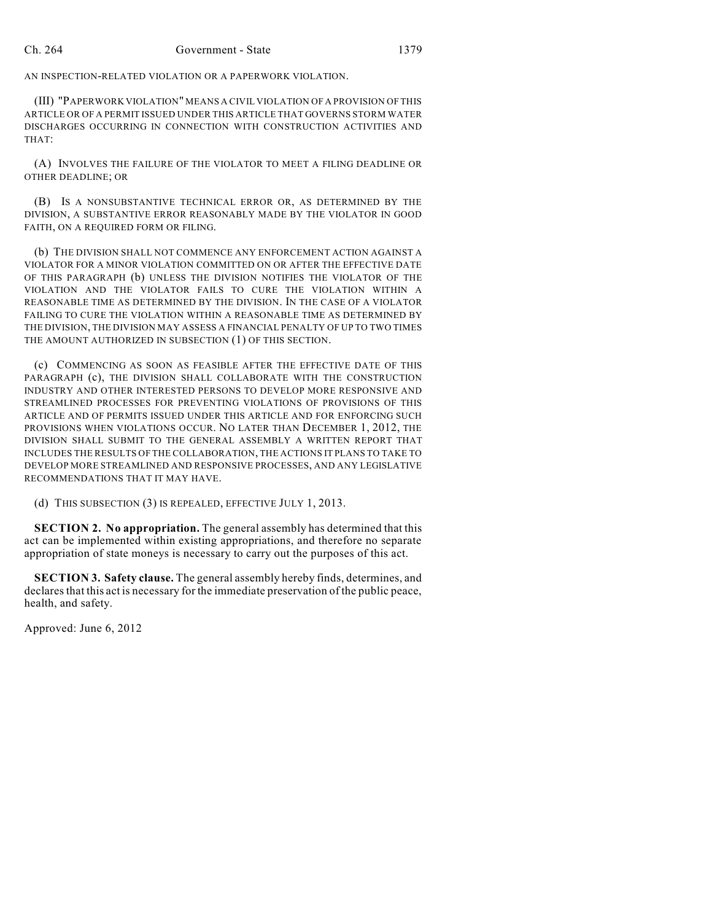AN INSPECTION-RELATED VIOLATION OR A PAPERWORK VIOLATION.

(III) "PAPERWORK VIOLATION" MEANS A CIVIL VIOLATION OF A PROVISION OF THIS ARTICLE OR OF A PERMIT ISSUED UNDER THIS ARTICLE THAT GOVERNS STORM WATER DISCHARGES OCCURRING IN CONNECTION WITH CONSTRUCTION ACTIVITIES AND THAT:

(A) INVOLVES THE FAILURE OF THE VIOLATOR TO MEET A FILING DEADLINE OR OTHER DEADLINE; OR

(B) IS A NONSUBSTANTIVE TECHNICAL ERROR OR, AS DETERMINED BY THE DIVISION, A SUBSTANTIVE ERROR REASONABLY MADE BY THE VIOLATOR IN GOOD FAITH, ON A REQUIRED FORM OR FILING.

(b) THE DIVISION SHALL NOT COMMENCE ANY ENFORCEMENT ACTION AGAINST A VIOLATOR FOR A MINOR VIOLATION COMMITTED ON OR AFTER THE EFFECTIVE DATE OF THIS PARAGRAPH (b) UNLESS THE DIVISION NOTIFIES THE VIOLATOR OF THE VIOLATION AND THE VIOLATOR FAILS TO CURE THE VIOLATION WITHIN A REASONABLE TIME AS DETERMINED BY THE DIVISION. IN THE CASE OF A VIOLATOR FAILING TO CURE THE VIOLATION WITHIN A REASONABLE TIME AS DETERMINED BY THE DIVISION, THE DIVISION MAY ASSESS A FINANCIAL PENALTY OF UP TO TWO TIMES THE AMOUNT AUTHORIZED IN SUBSECTION (1) OF THIS SECTION.

(c) COMMENCING AS SOON AS FEASIBLE AFTER THE EFFECTIVE DATE OF THIS PARAGRAPH (c), THE DIVISION SHALL COLLABORATE WITH THE CONSTRUCTION INDUSTRY AND OTHER INTERESTED PERSONS TO DEVELOP MORE RESPONSIVE AND STREAMLINED PROCESSES FOR PREVENTING VIOLATIONS OF PROVISIONS OF THIS ARTICLE AND OF PERMITS ISSUED UNDER THIS ARTICLE AND FOR ENFORCING SUCH PROVISIONS WHEN VIOLATIONS OCCUR. NO LATER THAN DECEMBER 1, 2012, THE DIVISION SHALL SUBMIT TO THE GENERAL ASSEMBLY A WRITTEN REPORT THAT INCLUDES THE RESULTS OF THE COLLABORATION, THE ACTIONS IT PLANS TO TAKE TO DEVELOP MORE STREAMLINED AND RESPONSIVE PROCESSES, AND ANY LEGISLATIVE RECOMMENDATIONS THAT IT MAY HAVE.

(d) THIS SUBSECTION (3) IS REPEALED, EFFECTIVE JULY 1, 2013.

**SECTION 2. No appropriation.** The general assembly has determined that this act can be implemented within existing appropriations, and therefore no separate appropriation of state moneys is necessary to carry out the purposes of this act.

**SECTION 3. Safety clause.** The general assembly hereby finds, determines, and declares that this act is necessary for the immediate preservation of the public peace, health, and safety.

Approved: June 6, 2012